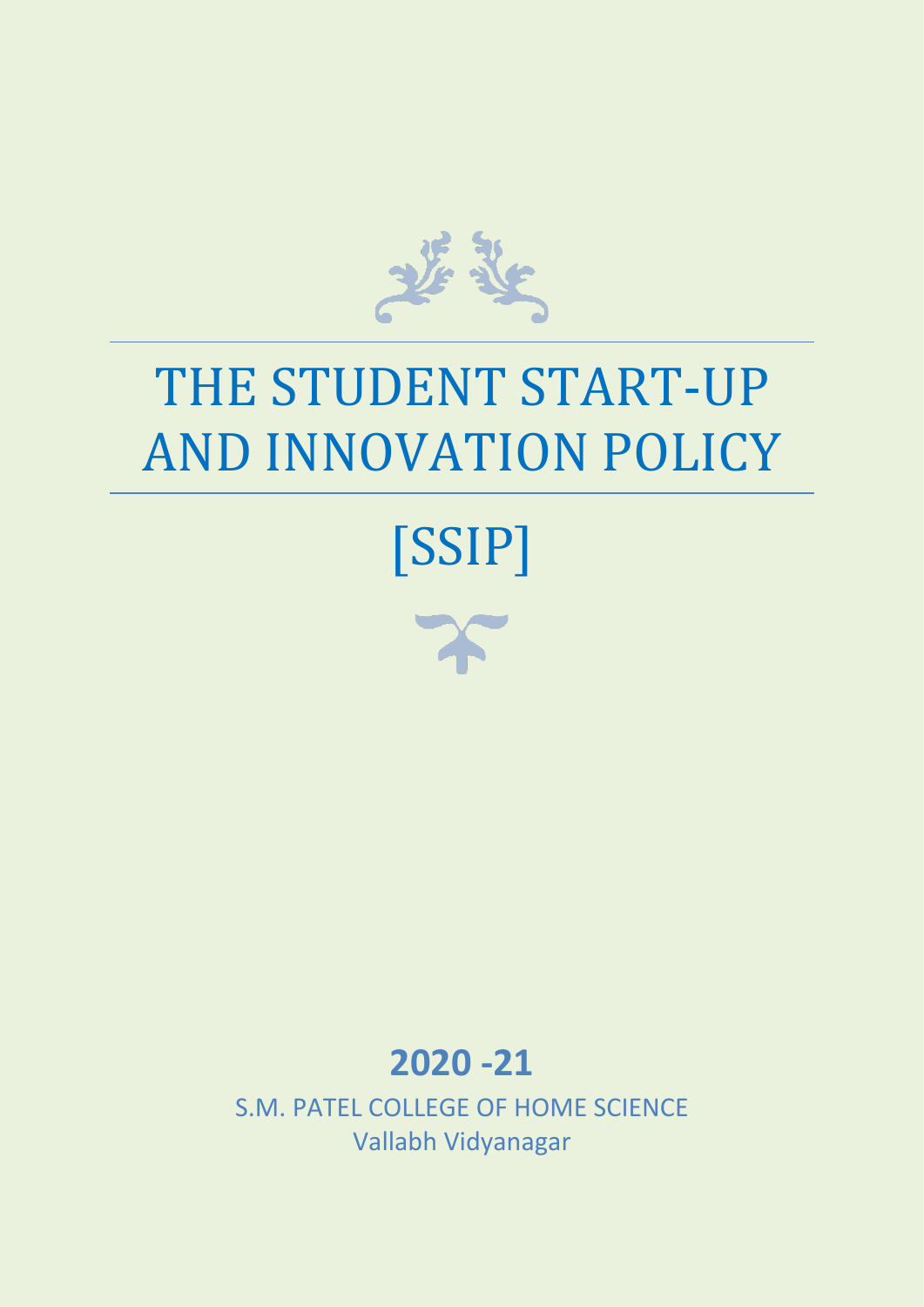# THE STUDENT START-UP AND INNOVATION POLICY

# [SSIP]

## 2020 -21

S.M. PATEL COLLEGE OF HOME SCIENCE

Vallabh Vidyanagar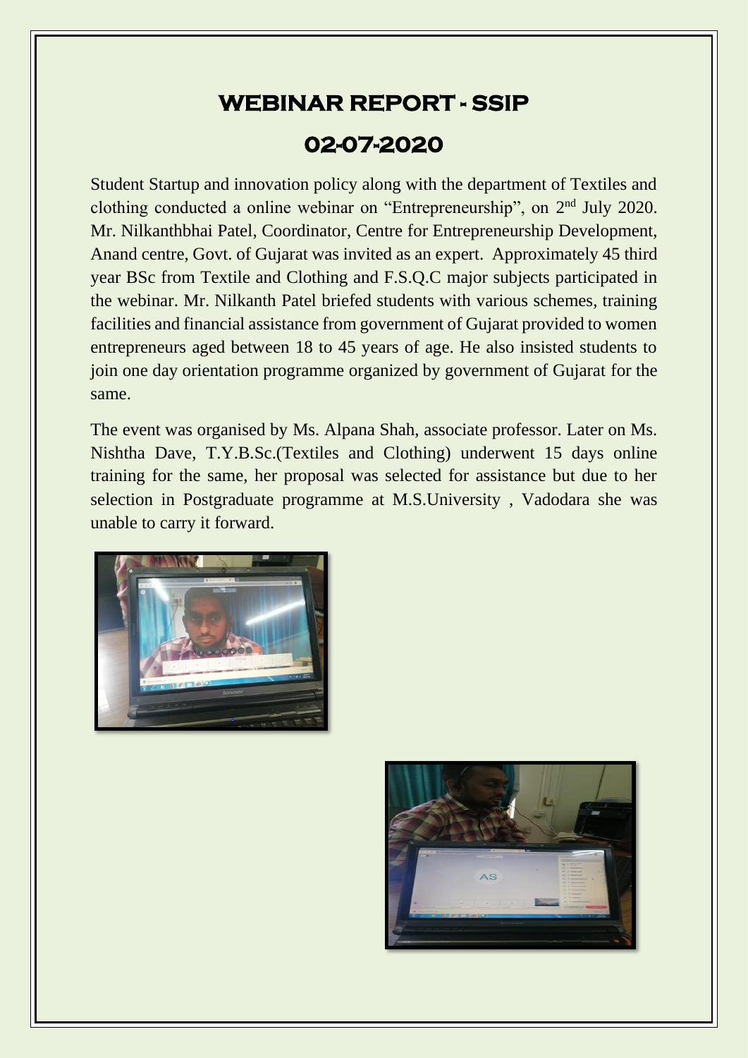# WEBINAR REPORT - SSIP

## 02-07-2020

Student Startup and innovation policy along with the department of Textiles and clothing conducted a online webinar on "Entrepreneurship", on 2nd July 2020. Mr. Nilkanthbhai Patel, Coordinator, Centre for Entrepreneurship Development, Anand centre, Govt. of Gujarat was invited as an expert. Approximately 45 third year BSc from Textile and Clothing and F.S.Q.C major subjects participated in the webinar. Mr. Nilkanth Patel briefed students with various schemes, training facilities and financial assistance from government of Gujarat provided to women entrepreneurs aged between 18 to 45 years of age. He also insisted students to join one day orientation programme organized by government of Gujarat for the same.

The event was organised by Ms. Alpana Shah, associate professor. Later on Ms. Nishtha Dave, T.Y.B.Sc.(Textiles and Clothing) underwent 15 days online training for the same, her proposal was selected for assistance but due to her selection in Postgraduate programme at M.S.University , Vadodara she was unable to carry it forward.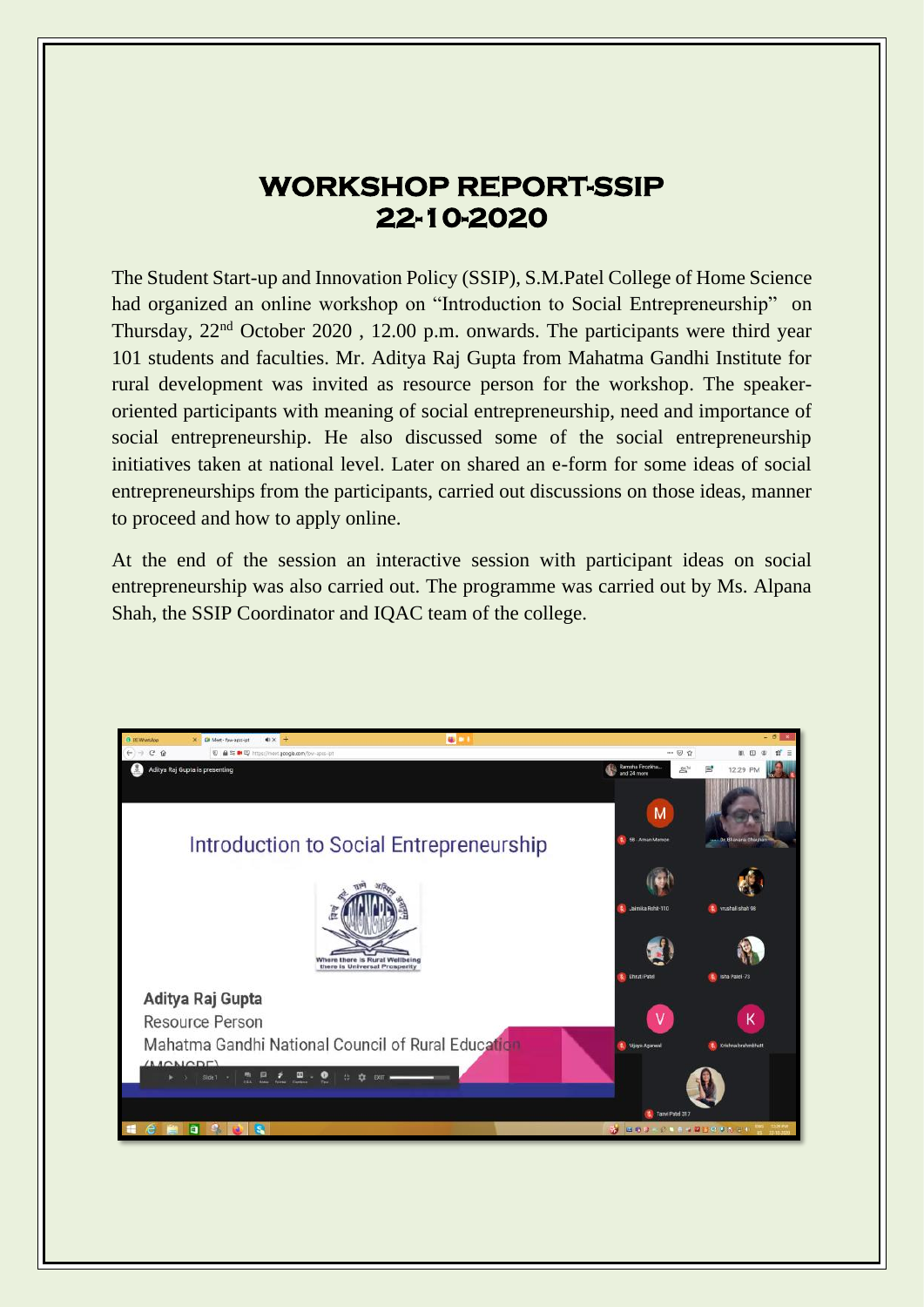# WORKSHOP REPORT-SSIP
# 22-10-2020

The Student Start-up and Innovation Policy (SSIP), S.M.Patel College of Home Science had organized an online workshop on "Introduction to Social Entrepreneurship" on Thursday, 22nd October 2020 , 12.00 p.m. onwards. The participants were third year 101 students and faculties. Mr. Aditya Raj Gupta from Mahatma Gandhi Institute for rural development was invited as resource person for the workshop. The speaker-oriented participants with meaning of social entrepreneurship, need and importance of social entrepreneurship. He also discussed some of the social entrepreneurship initiatives taken at national level. Later on shared an e-form for some ideas of social entrepreneurships from the participants, carried out discussions on those ideas, manner to proceed and how to apply online.

At the end of the session an interactive session with participant ideas on social entrepreneurship was also carried out. The programme was carried out by Ms. Alpana Shah, the SSIP Coordinator and IQAC team of the college.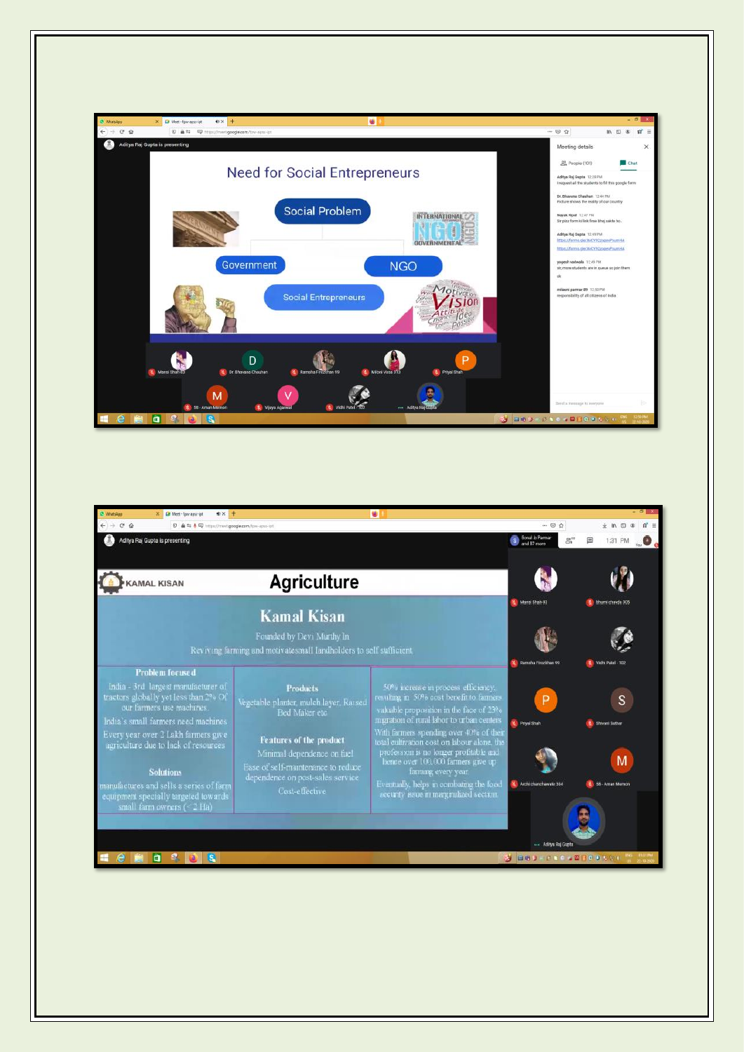## Need for Social Entrepreneurs

- Social Problem
  - Government
  - NGO
  - Social Entrepreneurs

## Agriculture

**KAMAL KISAN**

### Kamal Kisan

Founded by Devi Murthy in

Reviving farming and motivatesmall landholders to self sufficient

| Problem focused | Products | |
|---|---|---|
| India - 3rd largest manufacturer of tractors globally yet less than 2% Of our farmers use machines. India's small farmers need machines. Every year over 2 Lakh farmers give agriculture due to lack of resources | Vegetable planter, mulch layer, Raised Bed Maker etc | 50% increase in process efficiency, resulting in 50% cost benefit to farmers valuable proposition in the face of 23% migration of rural labor to urban centers |
| **Solutions** | **Features of the product** | |
| manufactures and sells a series of farm equipment specially targeted towards small farm owners (< 2 Ha) | Minimal dependence on fuel. Ease of self-maintenance to reduce dependence on post-sales service. Cost-effective | With farmers spending over 40% of their total cultivation cost on labour alone, the profession is no longer profitable and hence over 100,000 farmers give up farming every year. Eventually, helps in combating the food security issue in marginalized section. |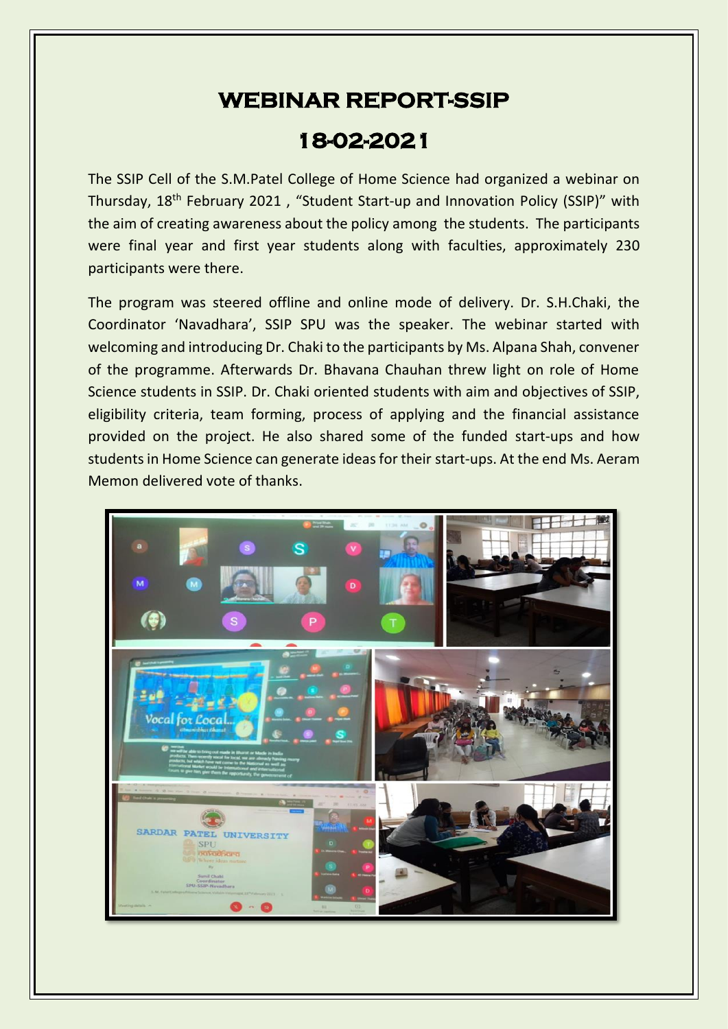# WEBINAR REPORT-SSIP

# 18-02-2021

The SSIP Cell of the S.M.Patel College of Home Science had organized a webinar on Thursday, 18th February 2021 , "Student Start-up and Innovation Policy (SSIP)" with the aim of creating awareness about the policy among the students. The participants were final year and first year students along with faculties, approximately 230 participants were there.

The program was steered offline and online mode of delivery. Dr. S.H.Chaki, the Coordinator 'Navadhara', SSIP SPU was the speaker. The webinar started with welcoming and introducing Dr. Chaki to the participants by Ms. Alpana Shah, convener of the programme. Afterwards Dr. Bhavana Chauhan threw light on role of Home Science students in SSIP. Dr. Chaki oriented students with aim and objectives of SSIP, eligibility criteria, team forming, process of applying and the financial assistance provided on the project. He also shared some of the funded start-ups and how students in Home Science can generate ideas for their start-ups. At the end Ms. Aeram Memon delivered vote of thanks.